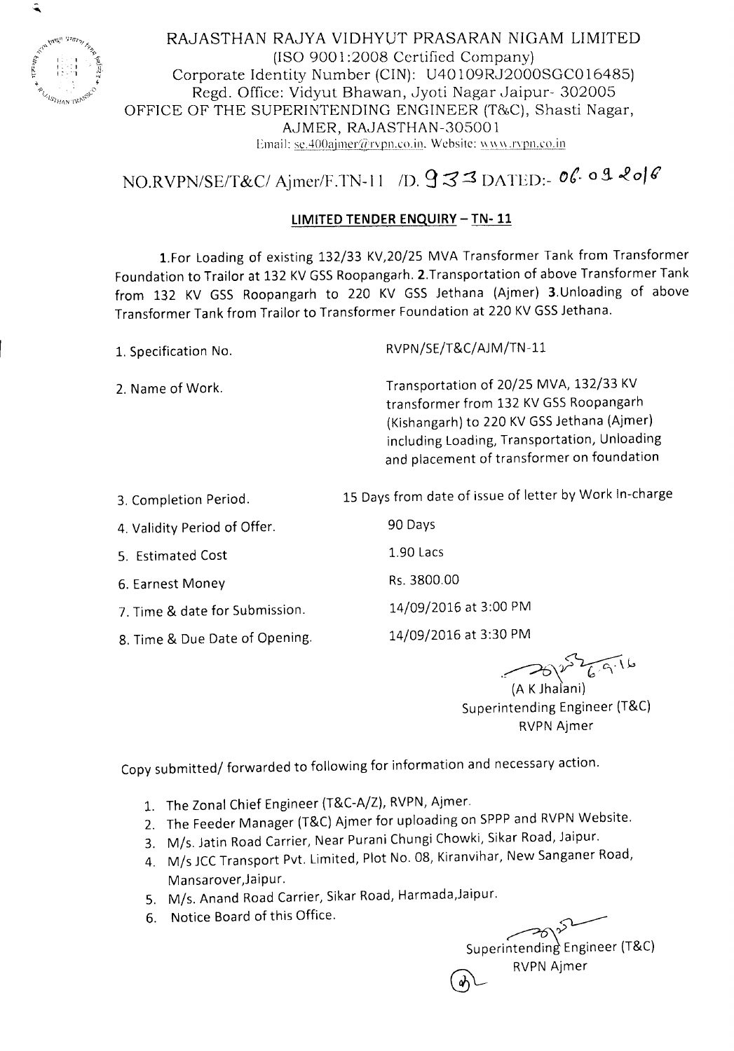RAJASTHAN RAJYA VIDHYUT PRASARAN NIGAM LIMITED
(ISO 9001:2008 Certified Company)
Corporate Identity Number (CIN): U40109RJ2000SGC016485)
Regd. Office: Vidyut Bhawan, Jyoti Nagar Jaipur- 302005
OFFICE OF THE SUPERINTENDING ENGINEER (T&C), Shasti Nagar,
AJMER, RAJASTHAN-305001
Email: se.400ajmer@rvpn.co.in, Website: www.rvpn.co.in

NO.RVPN/SE/T&C/ Ajmer/F.TN-11 /D. 933 DATED:- 06.09.2016

## LIMITED TENDER ENQUIRY – TN- 11

**1.** For Loading of existing 132/33 KV,20/25 MVA Transformer Tank from Transformer Foundation to Trailor at 132 KV GSS Roopangarh. **2.** Transportation of above Transformer Tank from 132 KV GSS Roopangarh to 220 KV GSS Jethana (Ajmer) **3.** Unloading of above Transformer Tank from Trailor to Transformer Foundation at 220 KV GSS Jethana.

| | |
|---|---|
| 1. Specification No. | RVPN/SE/T&C/AJM/TN-11 |
| 2. Name of Work. | Transportation of 20/25 MVA, 132/33 KV transformer from 132 KV GSS Roopangarh (Kishangarh) to 220 KV GSS Jethana (Ajmer) including Loading, Transportation, Unloading and placement of transformer on foundation |
| 3. Completion Period. | 15 Days from date of issue of letter by Work In-charge |
| 4. Validity Period of Offer. | 90 Days |
| 5. Estimated Cost | 1.90 Lacs |
| 6. Earnest Money | Rs. 3800.00 |
| 7. Time & date for Submission. | 14/09/2016 at 3:00 PM |
| 8. Time & Due Date of Opening. | 14/09/2016 at 3:30 PM |

6.9.16
(A K Jhalani)
Superintending Engineer (T&C)
RVPN Ajmer

Copy submitted/ forwarded to following for information and necessary action.

1. The Zonal Chief Engineer (T&C-A/Z), RVPN, Ajmer.
2. The Feeder Manager (T&C) Ajmer for uploading on SPPP and RVPN Website.
3. M/s. Jatin Road Carrier, Near Purani Chungi Chowki, Sikar Road, Jaipur.
4. M/s JCC Transport Pvt. Limited, Plot No. 08, Kiranvihar, New Sanganer Road, Mansarover,Jaipur.
5. M/s. Anand Road Carrier, Sikar Road, Harmada,Jaipur.
6. Notice Board of this Office.

Superintending Engineer (T&C)
RVPN Ajmer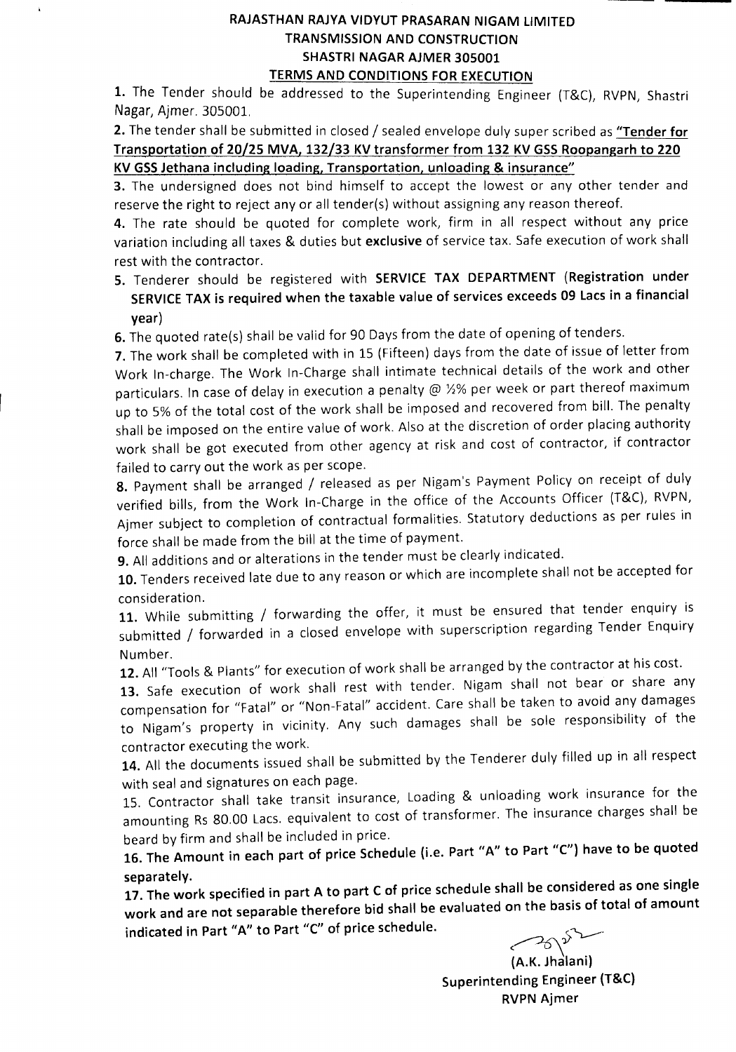# RAJASTHAN RAJYA VIDYUT PRASARAN NIGAM LIMITED
## TRANSMISSION AND CONSTRUCTION
## SHASTRI NAGAR AJMER 305001
## TERMS AND CONDITIONS FOR EXECUTION

**1.** The Tender should be addressed to the Superintending Engineer (T&C), RVPN, Shastri Nagar, Ajmer. 305001.

**2.** The tender shall be submitted in closed / sealed envelope duly super scribed as **"Tender for Transportation of 20/25 MVA, 132/33 KV transformer from 132 KV GSS Roopangarh to 220 KV GSS Jethana including loading, Transportation, unloading & insurance"**

**3.** The undersigned does not bind himself to accept the lowest or any other tender and reserve the right to reject any or all tender(s) without assigning any reason thereof.

**4.** The rate should be quoted for complete work, firm in all respect without any price variation including all taxes & duties but **exclusive** of service tax. Safe execution of work shall rest with the contractor.

**5.** Tenderer should be registered with **SERVICE TAX DEPARTMENT (Registration under SERVICE TAX is required when the taxable value of services exceeds 09 Lacs in a financial year)**

**6.** The quoted rate(s) shall be valid for 90 Days from the date of opening of tenders.

**7.** The work shall be completed with in 15 (Fifteen) days from the date of issue of letter from Work In-charge. The Work In-Charge shall intimate technical details of the work and other particulars. In case of delay in execution a penalty @ ½% per week or part thereof maximum up to 5% of the total cost of the work shall be imposed and recovered from bill. The penalty shall be imposed on the entire value of work. Also at the discretion of order placing authority work shall be got executed from other agency at risk and cost of contractor, if contractor failed to carry out the work as per scope.

**8.** Payment shall be arranged / released as per Nigam's Payment Policy on receipt of duly verified bills, from the Work In-Charge in the office of the Accounts Officer (T&C), RVPN, Ajmer subject to completion of contractual formalities. Statutory deductions as per rules in force shall be made from the bill at the time of payment.

**9.** All additions and or alterations in the tender must be clearly indicated.

**10.** Tenders received late due to any reason or which are incomplete shall not be accepted for consideration.

**11.** While submitting / forwarding the offer, it must be ensured that tender enquiry is submitted / forwarded in a closed envelope with superscription regarding Tender Enquiry Number.

**12.** All "Tools & Plants" for execution of work shall be arranged by the contractor at his cost.

**13.** Safe execution of work shall rest with tender. Nigam shall not bear or share any compensation for "Fatal" or "Non-Fatal" accident. Care shall be taken to avoid any damages to Nigam's property in vicinity. Any such damages shall be sole responsibility of the contractor executing the work.

**14.** All the documents issued shall be submitted by the Tenderer duly filled up in all respect with seal and signatures on each page.

15. Contractor shall take transit insurance, Loading & unloading work insurance for the amounting Rs 80.00 Lacs. equivalent to cost of transformer. The insurance charges shall be beard by firm and shall be included in price.

**16. The Amount in each part of price Schedule (i.e. Part "A" to Part "C") have to be quoted separately.**

**17. The work specified in part A to part C of price schedule shall be considered as one single work and are not separable therefore bid shall be evaluated on the basis of total of amount indicated in Part "A" to Part "C" of price schedule.**

(A.K. Jhalani)
**Superintending Engineer (T&C)**
**RVPN Ajmer**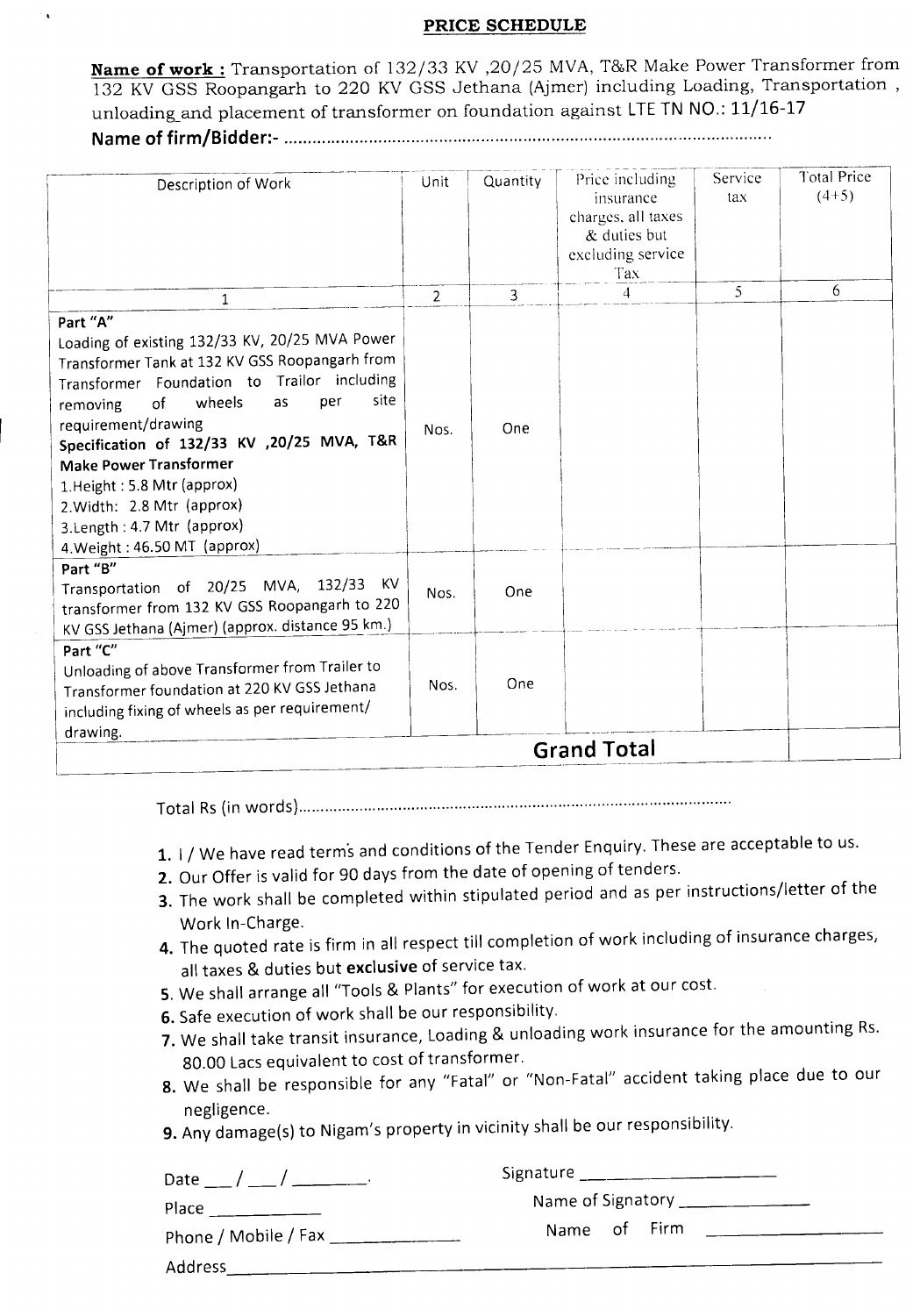# PRICE SCHEDULE

**Name of work :** Transportation of 132/33 KV ,20/25 MVA, T&R Make Power Transformer from 132 KV GSS Roopangarh to 220 KV GSS Jethana (Ajmer) including Loading, Transportation , unloading and placement of transformer on foundation against LTE TN NO.: 11/16-17

**Name of firm/Bidder:-** ..........................................................................................................

| Description of Work | Unit | Quantity | Price including insurance charges, all taxes & duties but excluding service Tax | Service tax | Total Price (4+5) |
|---|---|---|---|---|---|
| 1 | 2 | 3 | 4 | 5 | 6 |
| **Part "A"**<br>Loading of existing 132/33 KV, 20/25 MVA Power Transformer Tank at 132 KV GSS Roopangarh from Transformer Foundation to Trailor including removing of wheels as per site requirement/drawing<br>**Specification of 132/33 KV ,20/25 MVA, T&R Make Power Transformer**<br>1.Height : 5.8 Mtr (approx)<br>2.Width: 2.8 Mtr (approx)<br>3.Length : 4.7 Mtr (approx)<br>4.Weight : 46.50 MT (approx) | Nos. | One | | | |
| **Part "B"**<br>Transportation of 20/25 MVA, 132/33 KV transformer from 132 KV GSS Roopangarh to 220 KV GSS Jethana (Ajmer) (approx. distance 95 km.) | Nos. | One | | | |
| **Part "C"**<br>Unloading of above Transformer from Trailer to Transformer foundation at 220 KV GSS Jethana including fixing of wheels as per requirement/ drawing. | Nos. | One | | | |
| | | | **Grand Total** | | |

Total Rs (in words)..........................................................................................................

1. I / We have read term's and conditions of the Tender Enquiry. These are acceptable to us.
2. Our Offer is valid for 90 days from the date of opening of tenders.
3. The work shall be completed within stipulated period and as per instructions/letter of the Work In-Charge.
4. The quoted rate is firm in all respect till completion of work including of insurance charges, all taxes & duties but **exclusive** of service tax.
5. We shall arrange all "Tools & Plants" for execution of work at our cost.
6. Safe execution of work shall be our responsibility.
7. We shall take transit insurance, Loading & unloading work insurance for the amounting Rs. 80.00 Lacs equivalent to cost of transformer.
8. We shall be responsible for any "Fatal" or "Non-Fatal" accident taking place due to our negligence.
9. Any damage(s) to Nigam's property in vicinity shall be our responsibility.

Date ___ / ___ / ________.

Place ____________

Phone / Mobile / Fax ______________

Address________________________________________________

Signature ______________________

Name of Signatory ______________

Name of Firm ________________